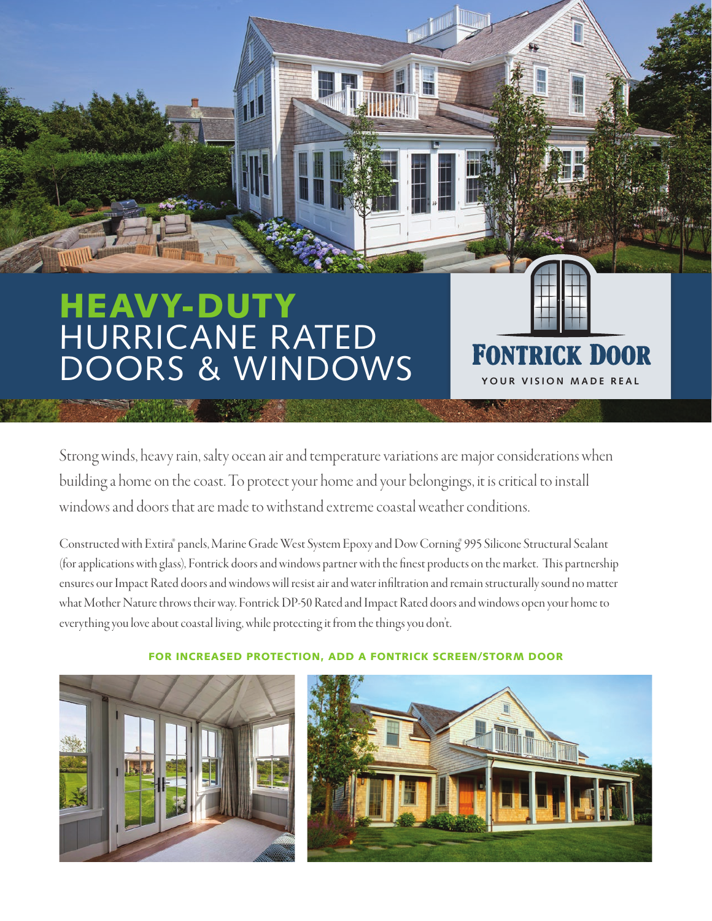# HEAVY-DUTY HURRICANE RATED DOORS & WINDOWS

**FONTRICK DOOR**

YOUR VISION MADE REAL

Strong winds, heavy rain, salty ocean air and temperature variations are major considerations when building a home on the coast. To protect your home and your belongings, it is critical to install windows and doors that are made to withstand extreme coastal weather conditions.

Constructed with Extira® panels, Marine Grade West System Epoxy and Dow Corning® 995 Silicone Structural Sealant (for applications with glass), Fontrick doors and windows partner with the finest products on the market. This partnership ensures our Impact Rated doors and windows will resist air and water infiltration and remain structurally sound no matter what Mother Nature throws their way. Fontrick DP-50 Rated and Impact Rated doors and windows open your home to everything you love about coastal living, while protecting it from the things you don't.

**FOR INCREASED PROTECTION, ADD A FONTRICK SCREEN/STORM DOOR**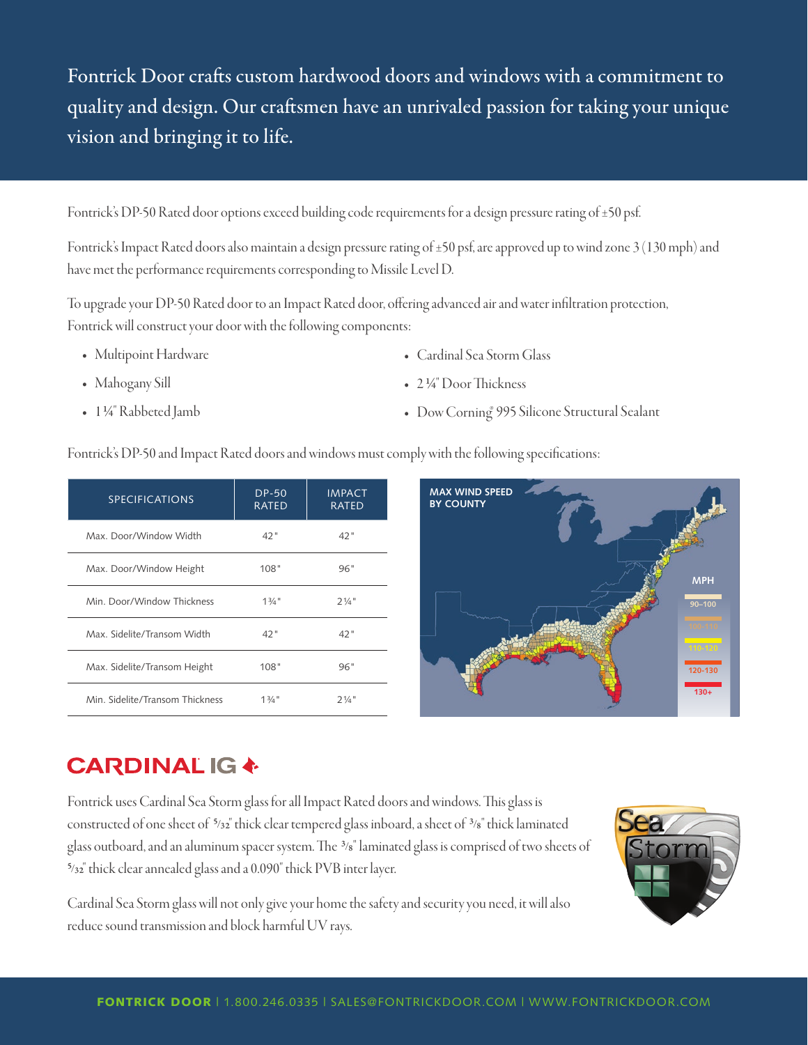Fontrick Door crafts custom hardwood doors and windows with a commitment to quality and design. Our craftsmen have an unrivaled passion for taking your unique vision and bringing it to life.

Fontrick's DP-50 Rated door options exceed building code requirements for a design pressure rating of ±50 psf.

Fontrick's Impact Rated doors also maintain a design pressure rating of ±50 psf, are approved up to wind zone 3 (130 mph) and have met the performance requirements corresponding to Missile Level D.

To upgrade your DP-50 Rated door to an Impact Rated door, offering advanced air and water infiltration protection, Fontrick will construct your door with the following components:

- Multipoint Hardware
- Mahogany Sill
- 1 ¼" Rabbeted Jamb
- Cardinal Sea Storm Glass
- 2 ¼" Door Thickness
- Dow Corning® 995 Silicone Structural Sealant

Fontrick's DP-50 and Impact Rated doors and windows must comply with the following specifications:

| SPECIFICATIONS | DP-50 RATED | IMPACT RATED |
|---|---|---|
| Max. Door/Window Width | 42" | 42" |
| Max. Door/Window Height | 108" | 96" |
| Min. Door/Window Thickness | 1¾" | 2¼" |
| Max. Sidelite/Transom Width | 42" | 42" |
| Max. Sidelite/Transom Height | 108" | 96" |
| Min. Sidelite/Transom Thickness | 1¾" | 2¼" |

MAX WIND SPEED BY COUNTY

MPH

90–100

100–110

110–120

120–130

130+

## CARDINAL IG

Fontrick uses Cardinal Sea Storm glass for all Impact Rated doors and windows. This glass is constructed of one sheet of 5/32" thick clear tempered glass inboard, a sheet of 3/8" thick laminated glass outboard, and an aluminum spacer system. The 3/8" laminated glass is comprised of two sheets of 5/32" thick clear annealed glass and a 0.090" thick PVB inter layer.

Cardinal Sea Storm glass will not only give your home the safety and security you need, it will also reduce sound transmission and block harmful UV rays.

Sea Storm

**FONTRICK DOOR** | 1.800.246.0335 | SALES@FONTRICKDOOR.COM | WWW.FONTRICKDOOR.COM